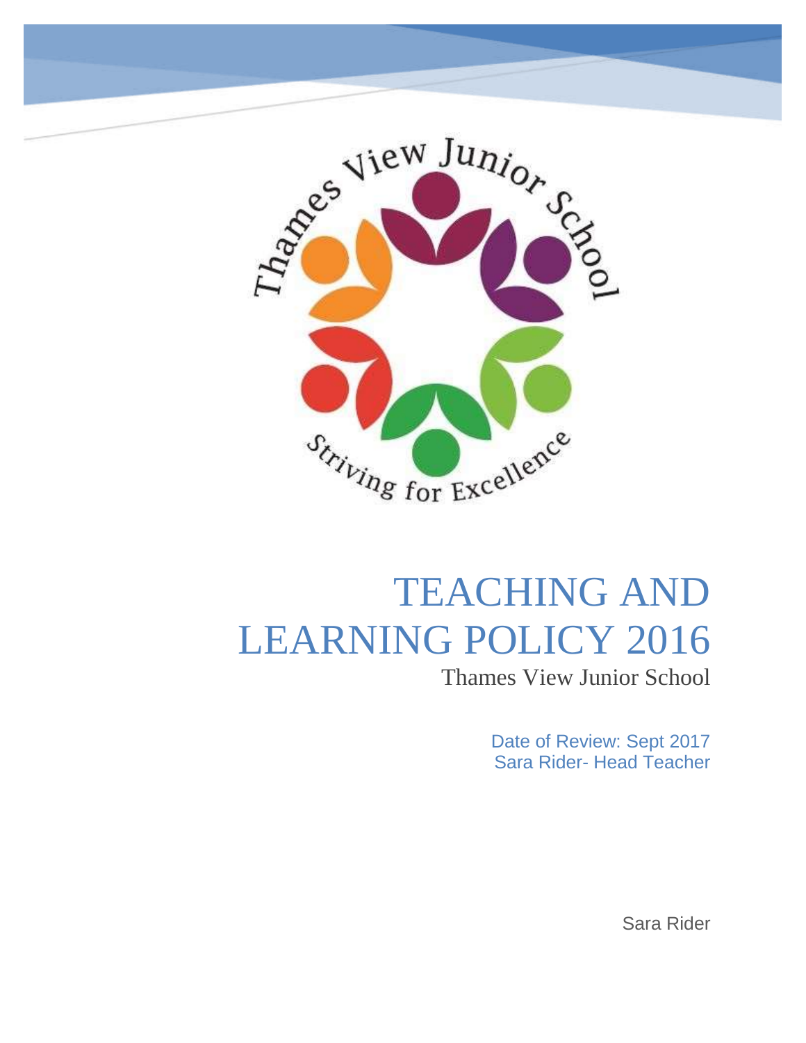Thames View Junior School

Striving for Excellence

# TEACHING AND LEARNING POLICY 2016

Thames View Junior School

Date of Review: Sept 2017
Sara Rider- Head Teacher

Sara Rider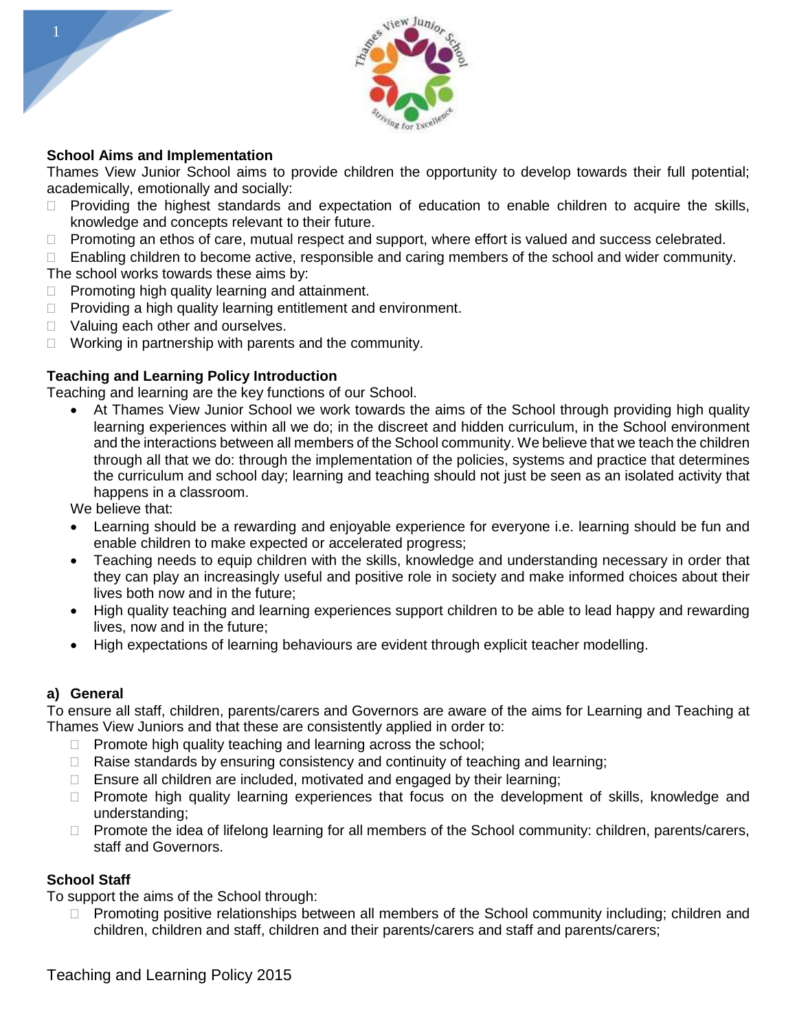**School Aims and Implementation**

Thames View Junior School aims to provide children the opportunity to develop towards their full potential; academically, emotionally and socially:

- Providing the highest standards and expectation of education to enable children to acquire the skills, knowledge and concepts relevant to their future.
- Promoting an ethos of care, mutual respect and support, where effort is valued and success celebrated.
- Enabling children to become active, responsible and caring members of the school and wider community.

The school works towards these aims by:

- Promoting high quality learning and attainment.
- Providing a high quality learning entitlement and environment.
- Valuing each other and ourselves.
- Working in partnership with parents and the community.

**Teaching and Learning Policy Introduction**

Teaching and learning are the key functions of our School.

- At Thames View Junior School we work towards the aims of the School through providing high quality learning experiences within all we do; in the discreet and hidden curriculum, in the School environment and the interactions between all members of the School community. We believe that we teach the children through all that we do: through the implementation of the policies, systems and practice that determines the curriculum and school day; learning and teaching should not just be seen as an isolated activity that happens in a classroom.

We believe that:

- Learning should be a rewarding and enjoyable experience for everyone i.e. learning should be fun and enable children to make expected or accelerated progress;
- Teaching needs to equip children with the skills, knowledge and understanding necessary in order that they can play an increasingly useful and positive role in society and make informed choices about their lives both now and in the future;
- High quality teaching and learning experiences support children to be able to lead happy and rewarding lives, now and in the future;
- High expectations of learning behaviours are evident through explicit teacher modelling.

**a) General**

To ensure all staff, children, parents/carers and Governors are aware of the aims for Learning and Teaching at Thames View Juniors and that these are consistently applied in order to:

- Promote high quality teaching and learning across the school;
- Raise standards by ensuring consistency and continuity of teaching and learning;
- Ensure all children are included, motivated and engaged by their learning;
- Promote high quality learning experiences that focus on the development of skills, knowledge and understanding;
- Promote the idea of lifelong learning for all members of the School community: children, parents/carers, staff and Governors.

**School Staff**

To support the aims of the School through:

- Promoting positive relationships between all members of the School community including; children and children, children and staff, children and their parents/carers and staff and parents/carers;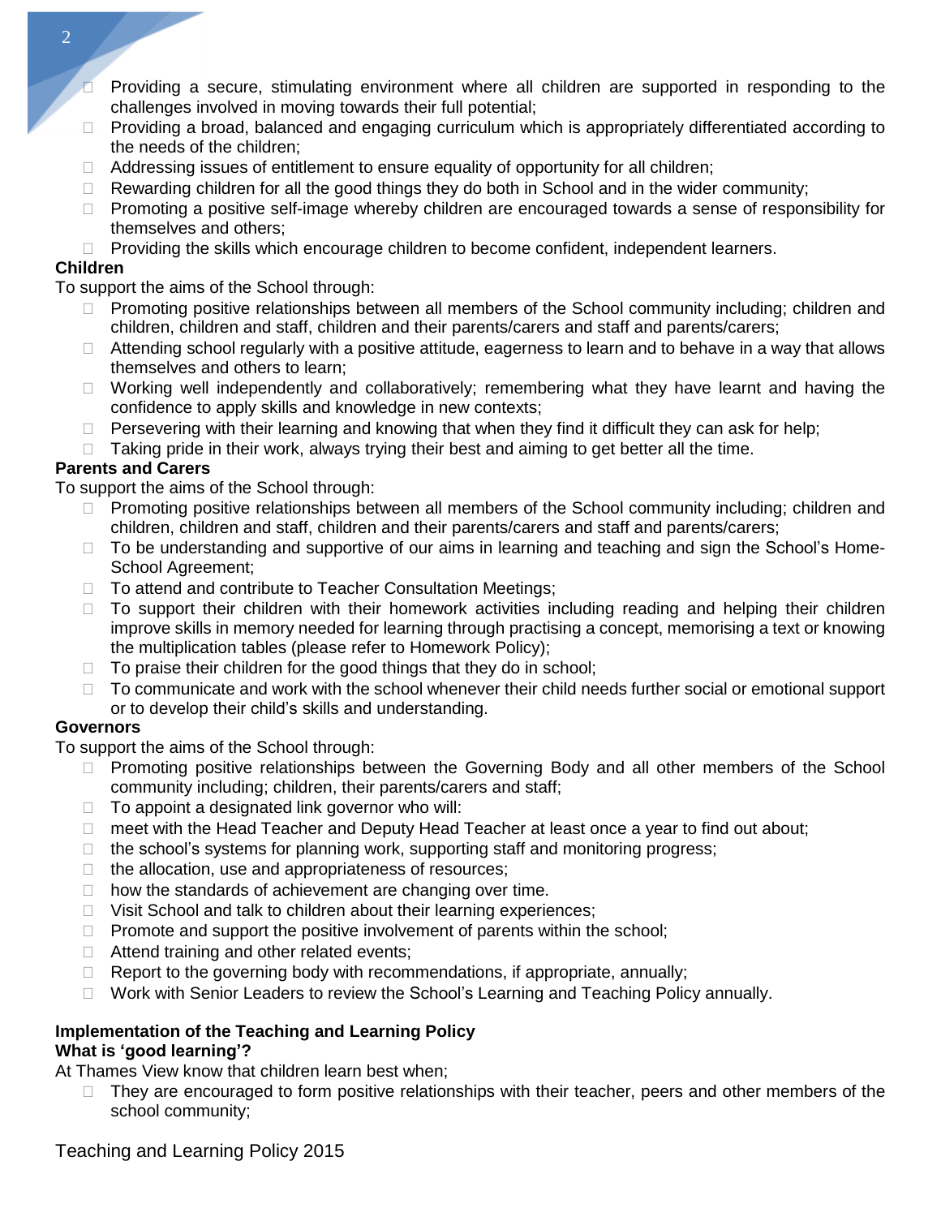- Providing a secure, stimulating environment where all children are supported in responding to the challenges involved in moving towards their full potential;
- Providing a broad, balanced and engaging curriculum which is appropriately differentiated according to the needs of the children;
- Addressing issues of entitlement to ensure equality of opportunity for all children;
- Rewarding children for all the good things they do both in School and in the wider community;
- Promoting a positive self-image whereby children are encouraged towards a sense of responsibility for themselves and others;
- Providing the skills which encourage children to become confident, independent learners.

**Children**

To support the aims of the School through:

- Promoting positive relationships between all members of the School community including; children and children, children and staff, children and their parents/carers and staff and parents/carers;
- Attending school regularly with a positive attitude, eagerness to learn and to behave in a way that allows themselves and others to learn;
- Working well independently and collaboratively; remembering what they have learnt and having the confidence to apply skills and knowledge in new contexts;
- Persevering with their learning and knowing that when they find it difficult they can ask for help;
- Taking pride in their work, always trying their best and aiming to get better all the time.

**Parents and Carers**

To support the aims of the School through:

- Promoting positive relationships between all members of the School community including; children and children, children and staff, children and their parents/carers and staff and parents/carers;
- To be understanding and supportive of our aims in learning and teaching and sign the School's Home-School Agreement;
- To attend and contribute to Teacher Consultation Meetings;
- To support their children with their homework activities including reading and helping their children improve skills in memory needed for learning through practising a concept, memorising a text or knowing the multiplication tables (please refer to Homework Policy);
- To praise their children for the good things that they do in school;
- To communicate and work with the school whenever their child needs further social or emotional support or to develop their child's skills and understanding.

**Governors**

To support the aims of the School through:

- Promoting positive relationships between the Governing Body and all other members of the School community including; children, their parents/carers and staff;
- To appoint a designated link governor who will:
- meet with the Head Teacher and Deputy Head Teacher at least once a year to find out about;
- the school's systems for planning work, supporting staff and monitoring progress;
- the allocation, use and appropriateness of resources;
- how the standards of achievement are changing over time.
- Visit School and talk to children about their learning experiences;
- Promote and support the positive involvement of parents within the school;
- Attend training and other related events;
- Report to the governing body with recommendations, if appropriate, annually;
- Work with Senior Leaders to review the School's Learning and Teaching Policy annually.

**Implementation of the Teaching and Learning Policy**

**What is 'good learning'?**

At Thames View know that children learn best when;

- They are encouraged to form positive relationships with their teacher, peers and other members of the school community;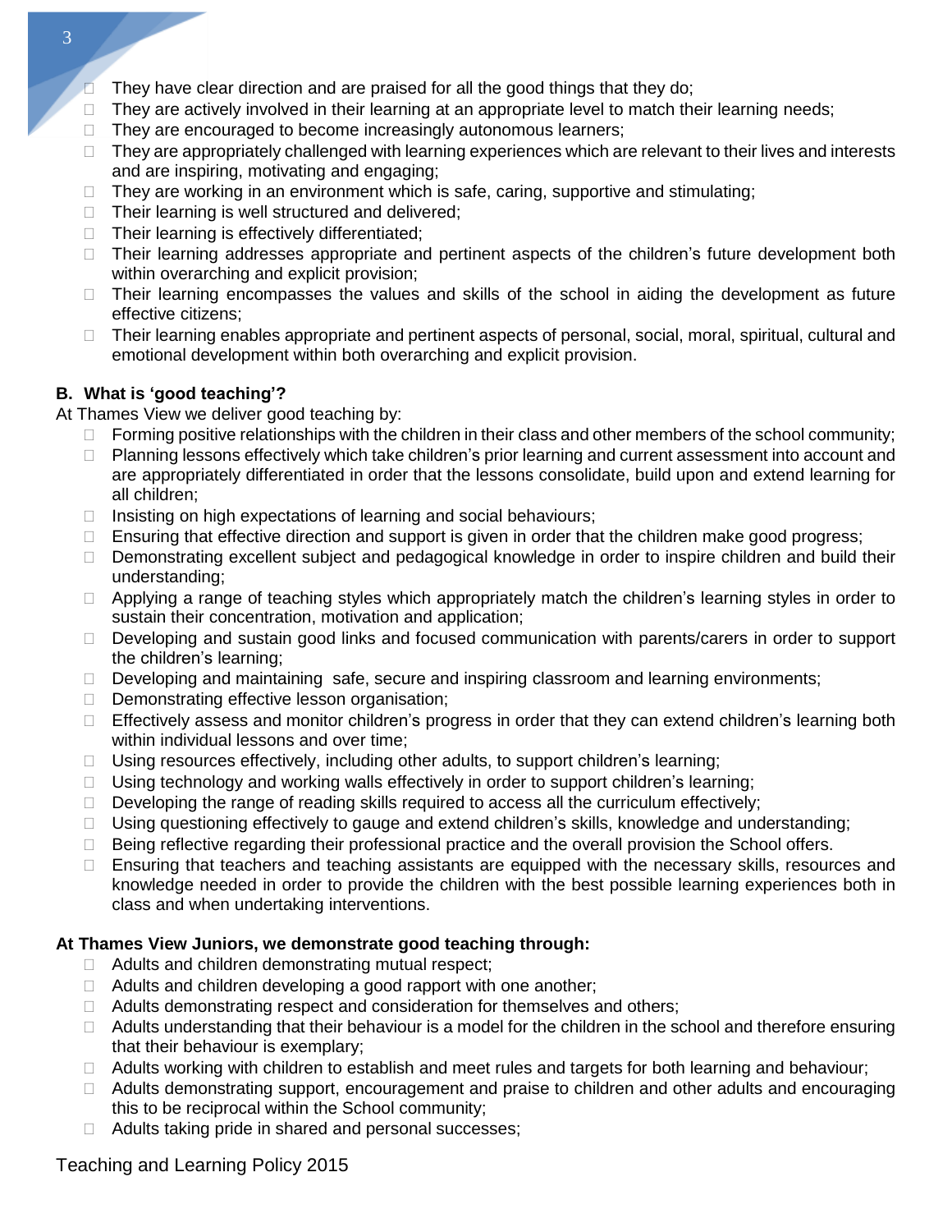- They have clear direction and are praised for all the good things that they do;
- They are actively involved in their learning at an appropriate level to match their learning needs;
- They are encouraged to become increasingly autonomous learners;
- They are appropriately challenged with learning experiences which are relevant to their lives and interests and are inspiring, motivating and engaging;
- They are working in an environment which is safe, caring, supportive and stimulating;
- Their learning is well structured and delivered;
- Their learning is effectively differentiated;
- Their learning addresses appropriate and pertinent aspects of the children's future development both within overarching and explicit provision;
- Their learning encompasses the values and skills of the school in aiding the development as future effective citizens;
- Their learning enables appropriate and pertinent aspects of personal, social, moral, spiritual, cultural and emotional development within both overarching and explicit provision.

**B. What is 'good teaching'?**

At Thames View we deliver good teaching by:

- Forming positive relationships with the children in their class and other members of the school community;
- Planning lessons effectively which take children's prior learning and current assessment into account and are appropriately differentiated in order that the lessons consolidate, build upon and extend learning for all children;
- Insisting on high expectations of learning and social behaviours;
- Ensuring that effective direction and support is given in order that the children make good progress;
- Demonstrating excellent subject and pedagogical knowledge in order to inspire children and build their understanding;
- Applying a range of teaching styles which appropriately match the children's learning styles in order to sustain their concentration, motivation and application;
- Developing and sustain good links and focused communication with parents/carers in order to support the children's learning;
- Developing and maintaining safe, secure and inspiring classroom and learning environments;
- Demonstrating effective lesson organisation;
- Effectively assess and monitor children's progress in order that they can extend children's learning both within individual lessons and over time;
- Using resources effectively, including other adults, to support children's learning;
- Using technology and working walls effectively in order to support children's learning;
- Developing the range of reading skills required to access all the curriculum effectively;
- Using questioning effectively to gauge and extend children's skills, knowledge and understanding;
- Being reflective regarding their professional practice and the overall provision the School offers.
- Ensuring that teachers and teaching assistants are equipped with the necessary skills, resources and knowledge needed in order to provide the children with the best possible learning experiences both in class and when undertaking interventions.

**At Thames View Juniors, we demonstrate good teaching through:**

- Adults and children demonstrating mutual respect;
- Adults and children developing a good rapport with one another;
- Adults demonstrating respect and consideration for themselves and others;
- Adults understanding that their behaviour is a model for the children in the school and therefore ensuring that their behaviour is exemplary;
- Adults working with children to establish and meet rules and targets for both learning and behaviour;
- Adults demonstrating support, encouragement and praise to children and other adults and encouraging this to be reciprocal within the School community;
- Adults taking pride in shared and personal successes;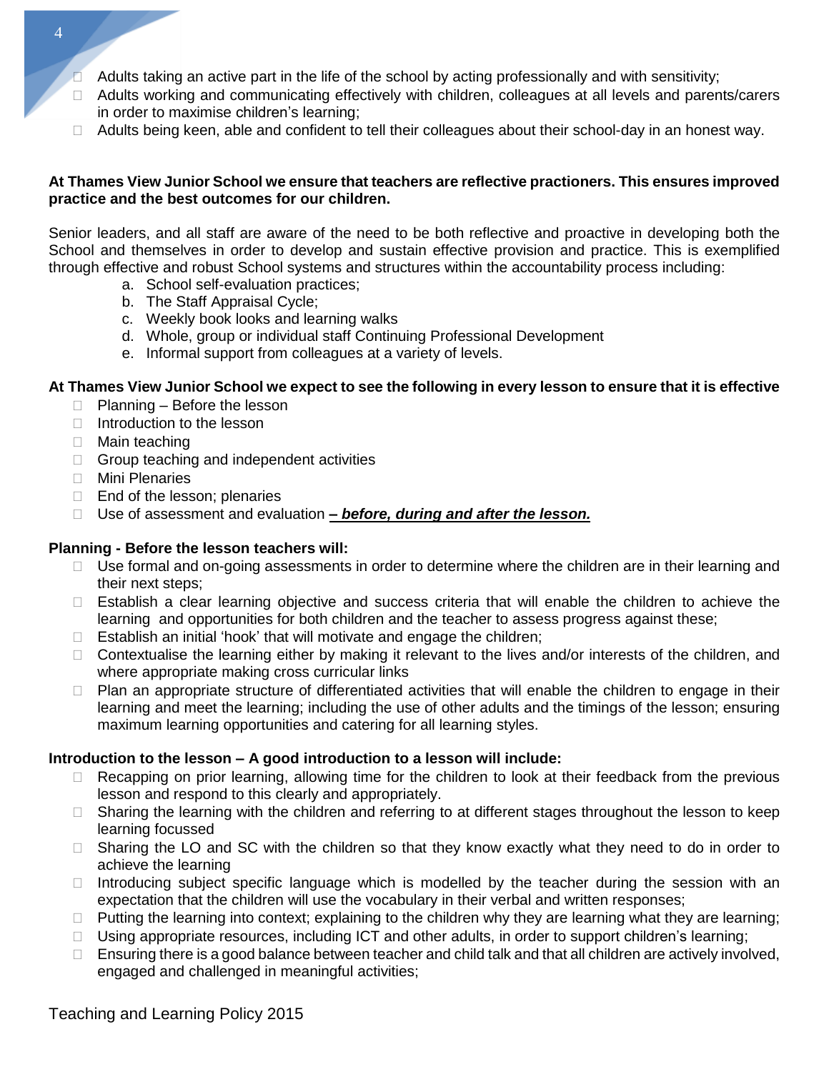- Adults taking an active part in the life of the school by acting professionally and with sensitivity;
- Adults working and communicating effectively with children, colleagues at all levels and parents/carers in order to maximise children's learning;
- Adults being keen, able and confident to tell their colleagues about their school-day in an honest way.

**At Thames View Junior School we ensure that teachers are reflective practioners. This ensures improved practice and the best outcomes for our children.**

Senior leaders, and all staff are aware of the need to be both reflective and proactive in developing both the School and themselves in order to develop and sustain effective provision and practice. This is exemplified through effective and robust School systems and structures within the accountability process including:

a. School self-evaluation practices;
b. The Staff Appraisal Cycle;
c. Weekly book looks and learning walks
d. Whole, group or individual staff Continuing Professional Development
e. Informal support from colleagues at a variety of levels.

**At Thames View Junior School we expect to see the following in every lesson to ensure that it is effective**

- Planning – Before the lesson
- Introduction to the lesson
- Main teaching
- Group teaching and independent activities
- Mini Plenaries
- End of the lesson; plenaries
- Use of assessment and evaluation ***– before, during and after the lesson.***

**Planning - Before the lesson teachers will:**

- Use formal and on-going assessments in order to determine where the children are in their learning and their next steps;
- Establish a clear learning objective and success criteria that will enable the children to achieve the learning and opportunities for both children and the teacher to assess progress against these;
- Establish an initial 'hook' that will motivate and engage the children;
- Contextualise the learning either by making it relevant to the lives and/or interests of the children, and where appropriate making cross curricular links
- Plan an appropriate structure of differentiated activities that will enable the children to engage in their learning and meet the learning; including the use of other adults and the timings of the lesson; ensuring maximum learning opportunities and catering for all learning styles.

**Introduction to the lesson – A good introduction to a lesson will include:**

- Recapping on prior learning, allowing time for the children to look at their feedback from the previous lesson and respond to this clearly and appropriately.
- Sharing the learning with the children and referring to at different stages throughout the lesson to keep learning focussed
- Sharing the LO and SC with the children so that they know exactly what they need to do in order to achieve the learning
- Introducing subject specific language which is modelled by the teacher during the session with an expectation that the children will use the vocabulary in their verbal and written responses;
- Putting the learning into context; explaining to the children why they are learning what they are learning;
- Using appropriate resources, including ICT and other adults, in order to support children's learning;
- Ensuring there is a good balance between teacher and child talk and that all children are actively involved, engaged and challenged in meaningful activities;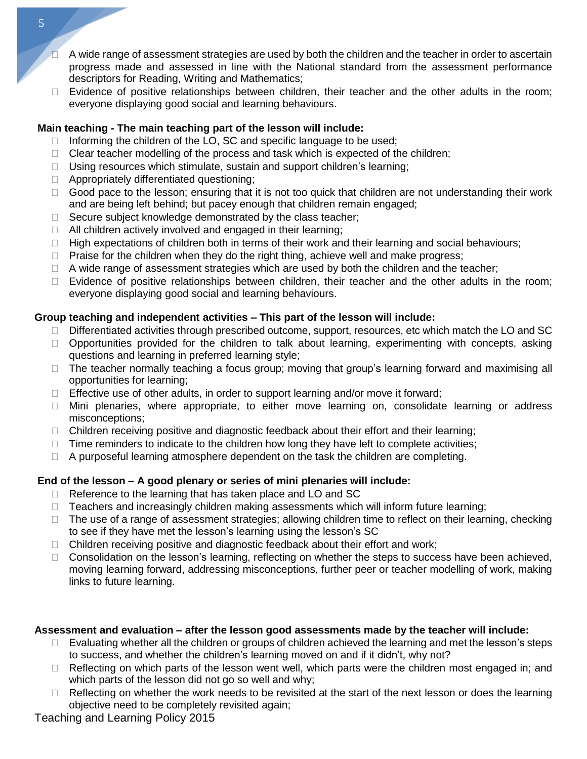- A wide range of assessment strategies are used by both the children and the teacher in order to ascertain progress made and assessed in line with the National standard from the assessment performance descriptors for Reading, Writing and Mathematics;
- Evidence of positive relationships between children, their teacher and the other adults in the room; everyone displaying good social and learning behaviours.

**Main teaching - The main teaching part of the lesson will include:**

- Informing the children of the LO, SC and specific language to be used;
- Clear teacher modelling of the process and task which is expected of the children;
- Using resources which stimulate, sustain and support children's learning;
- Appropriately differentiated questioning;
- Good pace to the lesson; ensuring that it is not too quick that children are not understanding their work and are being left behind; but pacey enough that children remain engaged;
- Secure subject knowledge demonstrated by the class teacher;
- All children actively involved and engaged in their learning;
- High expectations of children both in terms of their work and their learning and social behaviours;
- Praise for the children when they do the right thing, achieve well and make progress;
- A wide range of assessment strategies which are used by both the children and the teacher;
- Evidence of positive relationships between children, their teacher and the other adults in the room; everyone displaying good social and learning behaviours.

**Group teaching and independent activities – This part of the lesson will include:**

- Differentiated activities through prescribed outcome, support, resources, etc which match the LO and SC
- Opportunities provided for the children to talk about learning, experimenting with concepts, asking questions and learning in preferred learning style;
- The teacher normally teaching a focus group; moving that group's learning forward and maximising all opportunities for learning;
- Effective use of other adults, in order to support learning and/or move it forward;
- Mini plenaries, where appropriate, to either move learning on, consolidate learning or address misconceptions;
- Children receiving positive and diagnostic feedback about their effort and their learning;
- Time reminders to indicate to the children how long they have left to complete activities;
- A purposeful learning atmosphere dependent on the task the children are completing.

**End of the lesson – A good plenary or series of mini plenaries will include:**

- Reference to the learning that has taken place and LO and SC
- Teachers and increasingly children making assessments which will inform future learning;
- The use of a range of assessment strategies; allowing children time to reflect on their learning, checking to see if they have met the lesson's learning using the lesson's SC
- Children receiving positive and diagnostic feedback about their effort and work;
- Consolidation on the lesson's learning, reflecting on whether the steps to success have been achieved, moving learning forward, addressing misconceptions, further peer or teacher modelling of work, making links to future learning.

**Assessment and evaluation – after the lesson good assessments made by the teacher will include:**

- Evaluating whether all the children or groups of children achieved the learning and met the lesson's steps to success, and whether the children's learning moved on and if it didn't, why not?
- Reflecting on which parts of the lesson went well, which parts were the children most engaged in; and which parts of the lesson did not go so well and why;
- Reflecting on whether the work needs to be revisited at the start of the next lesson or does the learning objective need to be completely revisited again;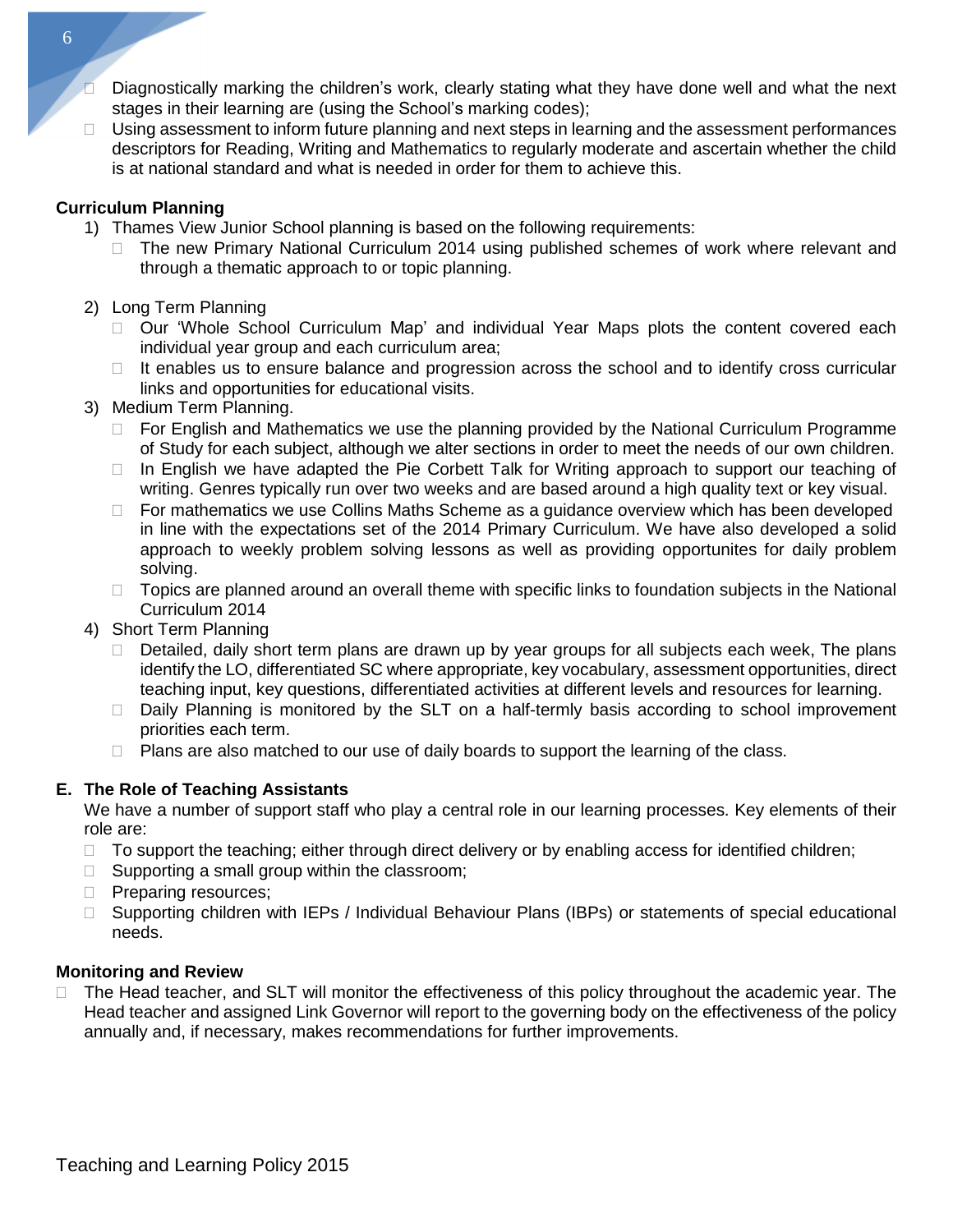- Diagnostically marking the children's work, clearly stating what they have done well and what the next stages in their learning are (using the School's marking codes);
- Using assessment to inform future planning and next steps in learning and the assessment performances descriptors for Reading, Writing and Mathematics to regularly moderate and ascertain whether the child is at national standard and what is needed in order for them to achieve this.

**Curriculum Planning**

1) Thames View Junior School planning is based on the following requirements:
   - The new Primary National Curriculum 2014 using published schemes of work where relevant and through a thematic approach to or topic planning.

2) Long Term Planning
   - Our 'Whole School Curriculum Map' and individual Year Maps plots the content covered each individual year group and each curriculum area;
   - It enables us to ensure balance and progression across the school and to identify cross curricular links and opportunities for educational visits.
3) Medium Term Planning.
   - For English and Mathematics we use the planning provided by the National Curriculum Programme of Study for each subject, although we alter sections in order to meet the needs of our own children.
   - In English we have adapted the Pie Corbett Talk for Writing approach to support our teaching of writing. Genres typically run over two weeks and are based around a high quality text or key visual.
   - For mathematics we use Collins Maths Scheme as a guidance overview which has been developed in line with the expectations set of the 2014 Primary Curriculum. We have also developed a solid approach to weekly problem solving lessons as well as providing opportunites for daily problem solving.
   - Topics are planned around an overall theme with specific links to foundation subjects in the National Curriculum 2014
4) Short Term Planning
   - Detailed, daily short term plans are drawn up by year groups for all subjects each week, The plans identify the LO, differentiated SC where appropriate, key vocabulary, assessment opportunities, direct teaching input, key questions, differentiated activities at different levels and resources for learning.
   - Daily Planning is monitored by the SLT on a half-termly basis according to school improvement priorities each term.
   - Plans are also matched to our use of daily boards to support the learning of the class.

**E. The Role of Teaching Assistants**

We have a number of support staff who play a central role in our learning processes. Key elements of their role are:

- To support the teaching; either through direct delivery or by enabling access for identified children;
- Supporting a small group within the classroom;
- Preparing resources;
- Supporting children with IEPs / Individual Behaviour Plans (IBPs) or statements of special educational needs.

**Monitoring and Review**

- The Head teacher, and SLT will monitor the effectiveness of this policy throughout the academic year. The Head teacher and assigned Link Governor will report to the governing body on the effectiveness of the policy annually and, if necessary, makes recommendations for further improvements.